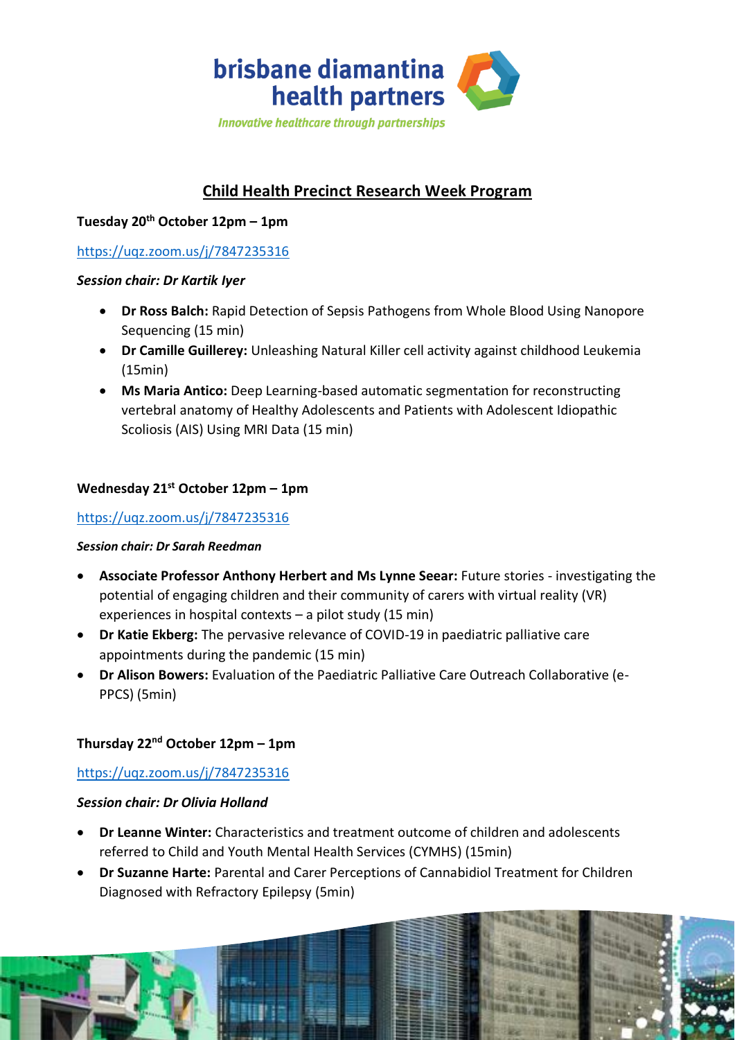brisbane diamantina health partners

*Innovative healthcare through partnerships*

# Child Health Precinct Research Week Program

**Tuesday 20th October 12pm – 1pm**

https://uqz.zoom.us/j/7847235316

***Session chair: Dr Kartik Iyer***

- **Dr Ross Balch:** Rapid Detection of Sepsis Pathogens from Whole Blood Using Nanopore Sequencing (15 min)
- **Dr Camille Guillerey:** Unleashing Natural Killer cell activity against childhood Leukemia (15min)
- **Ms Maria Antico:** Deep Learning-based automatic segmentation for reconstructing vertebral anatomy of Healthy Adolescents and Patients with Adolescent Idiopathic Scoliosis (AIS) Using MRI Data (15 min)

**Wednesday 21st October 12pm – 1pm**

https://uqz.zoom.us/j/7847235316

***Session chair: Dr Sarah Reedman***

- **Associate Professor Anthony Herbert and Ms Lynne Seear:** Future stories - investigating the potential of engaging children and their community of carers with virtual reality (VR) experiences in hospital contexts – a pilot study (15 min)
- **Dr Katie Ekberg:** The pervasive relevance of COVID-19 in paediatric palliative care appointments during the pandemic (15 min)
- **Dr Alison Bowers:** Evaluation of the Paediatric Palliative Care Outreach Collaborative (e-PPCS) (5min)

**Thursday 22nd October 12pm – 1pm**

https://uqz.zoom.us/j/7847235316

***Session chair: Dr Olivia Holland***

- **Dr Leanne Winter:** Characteristics and treatment outcome of children and adolescents referred to Child and Youth Mental Health Services (CYMHS) (15min)
- **Dr Suzanne Harte:** Parental and Carer Perceptions of Cannabidiol Treatment for Children Diagnosed with Refractory Epilepsy (5min)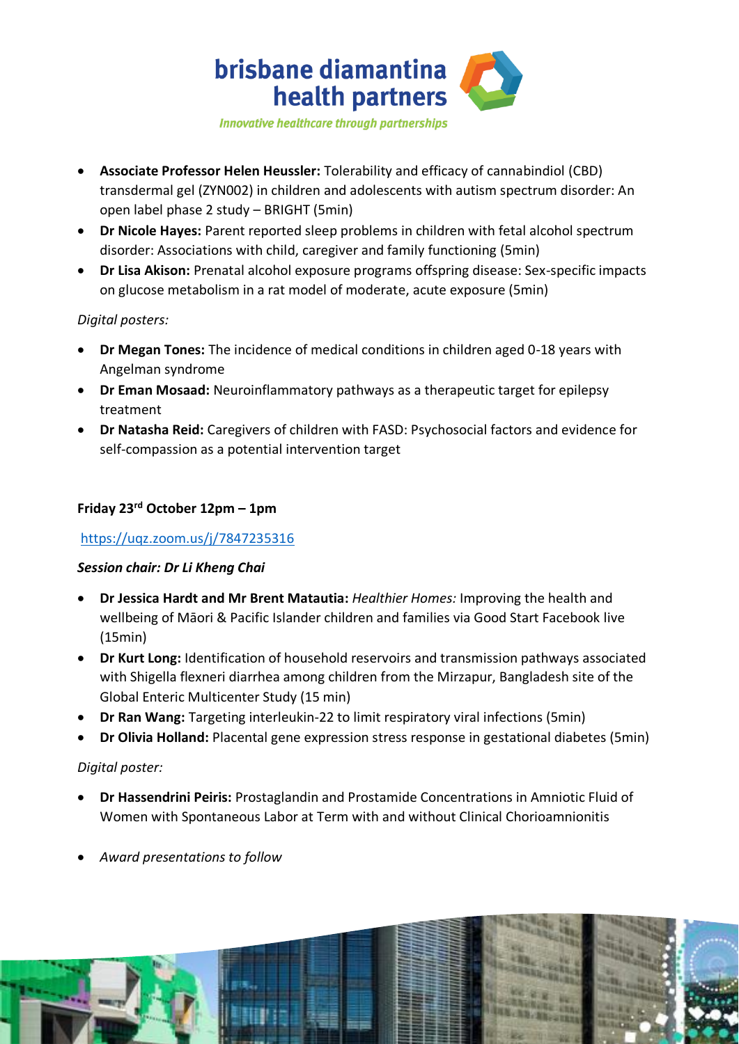- **Associate Professor Helen Heussler:** Tolerability and efficacy of cannabindiol (CBD) transdermal gel (ZYN002) in children and adolescents with autism spectrum disorder: An open label phase 2 study – BRIGHT (5min)
- **Dr Nicole Hayes:** Parent reported sleep problems in children with fetal alcohol spectrum disorder: Associations with child, caregiver and family functioning (5min)
- **Dr Lisa Akison:** Prenatal alcohol exposure programs offspring disease: Sex-specific impacts on glucose metabolism in a rat model of moderate, acute exposure (5min)

*Digital posters:*

- **Dr Megan Tones:** The incidence of medical conditions in children aged 0-18 years with Angelman syndrome
- **Dr Eman Mosaad:** Neuroinflammatory pathways as a therapeutic target for epilepsy treatment
- **Dr Natasha Reid:** Caregivers of children with FASD: Psychosocial factors and evidence for self-compassion as a potential intervention target

**Friday 23rd October 12pm – 1pm**

https://uqz.zoom.us/j/7847235316

***Session chair: Dr Li Kheng Chai***

- **Dr Jessica Hardt and Mr Brent Matautia:** *Healthier Homes:* Improving the health and wellbeing of Māori & Pacific Islander children and families via Good Start Facebook live (15min)
- **Dr Kurt Long:** Identification of household reservoirs and transmission pathways associated with Shigella flexneri diarrhea among children from the Mirzapur, Bangladesh site of the Global Enteric Multicenter Study (15 min)
- **Dr Ran Wang:** Targeting interleukin-22 to limit respiratory viral infections (5min)
- **Dr Olivia Holland:** Placental gene expression stress response in gestational diabetes (5min)

*Digital poster:*

- **Dr Hassendrini Peiris:** Prostaglandin and Prostamide Concentrations in Amniotic Fluid of Women with Spontaneous Labor at Term with and without Clinical Chorioamnionitis

- *Award presentations to follow*